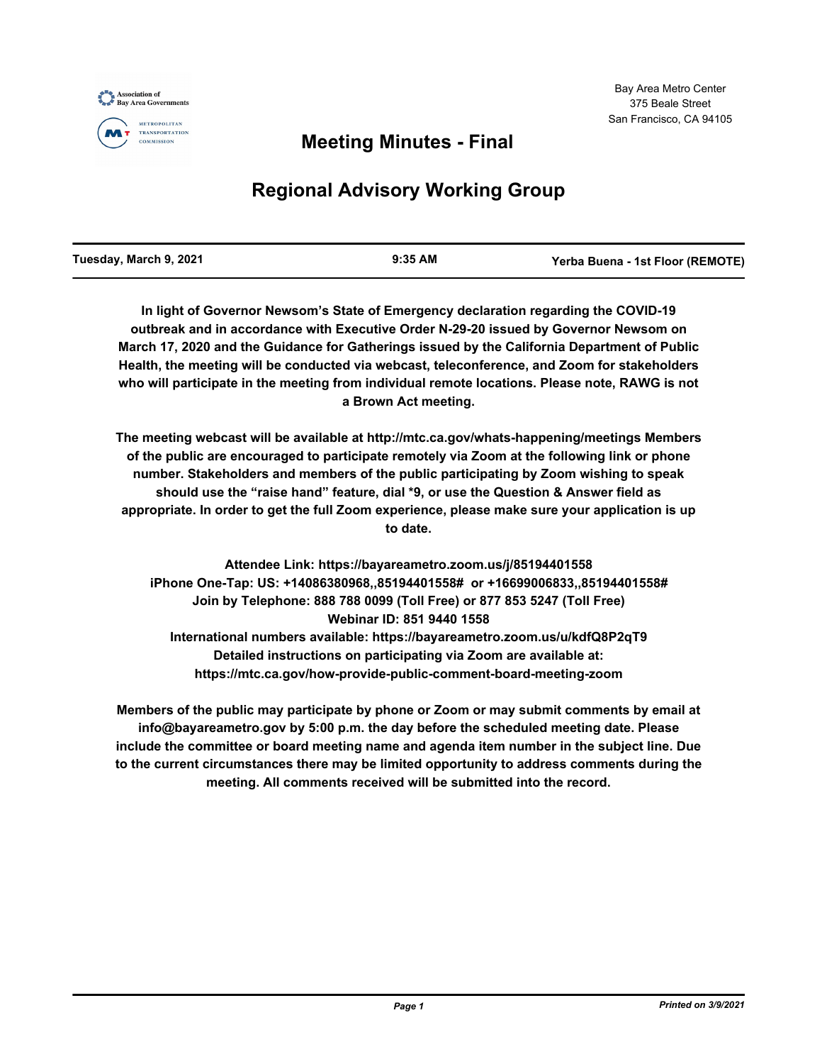Bay Area Metro Center
375 Beale Street
San Francisco, CA 94105

# Meeting Minutes - Final

# Regional Advisory Working Group

| Tuesday, March 9, 2021 | 9:35 AM | Yerba Buena - 1st Floor (REMOTE) |
| --- | --- | --- |

**In light of Governor Newsom's State of Emergency declaration regarding the COVID-19 outbreak and in accordance with Executive Order N-29-20 issued by Governor Newsom on March 17, 2020 and the Guidance for Gatherings issued by the California Department of Public Health, the meeting will be conducted via webcast, teleconference, and Zoom for stakeholders who will participate in the meeting from individual remote locations. Please note, RAWG is not a Brown Act meeting.**

**The meeting webcast will be available at http://mtc.ca.gov/whats-happening/meetings Members of the public are encouraged to participate remotely via Zoom at the following link or phone number. Stakeholders and members of the public participating by Zoom wishing to speak should use the "raise hand" feature, dial *9, or use the Question & Answer field as appropriate. In order to get the full Zoom experience, please make sure your application is up to date.**

**Attendee Link: https://bayareametro.zoom.us/j/85194401558**
**iPhone One-Tap: US: +14086380968,,85194401558# or +16699006833,,85194401558#**
**Join by Telephone: 888 788 0099 (Toll Free) or 877 853 5247 (Toll Free)**
**Webinar ID: 851 9440 1558**
**International numbers available: https://bayareametro.zoom.us/u/kdfQ8P2qT9**
**Detailed instructions on participating via Zoom are available at:**
**https://mtc.ca.gov/how-provide-public-comment-board-meeting-zoom**

**Members of the public may participate by phone or Zoom or may submit comments by email at info@bayareametro.gov by 5:00 p.m. the day before the scheduled meeting date. Please include the committee or board meeting name and agenda item number in the subject line. Due to the current circumstances there may be limited opportunity to address comments during the meeting. All comments received will be submitted into the record.**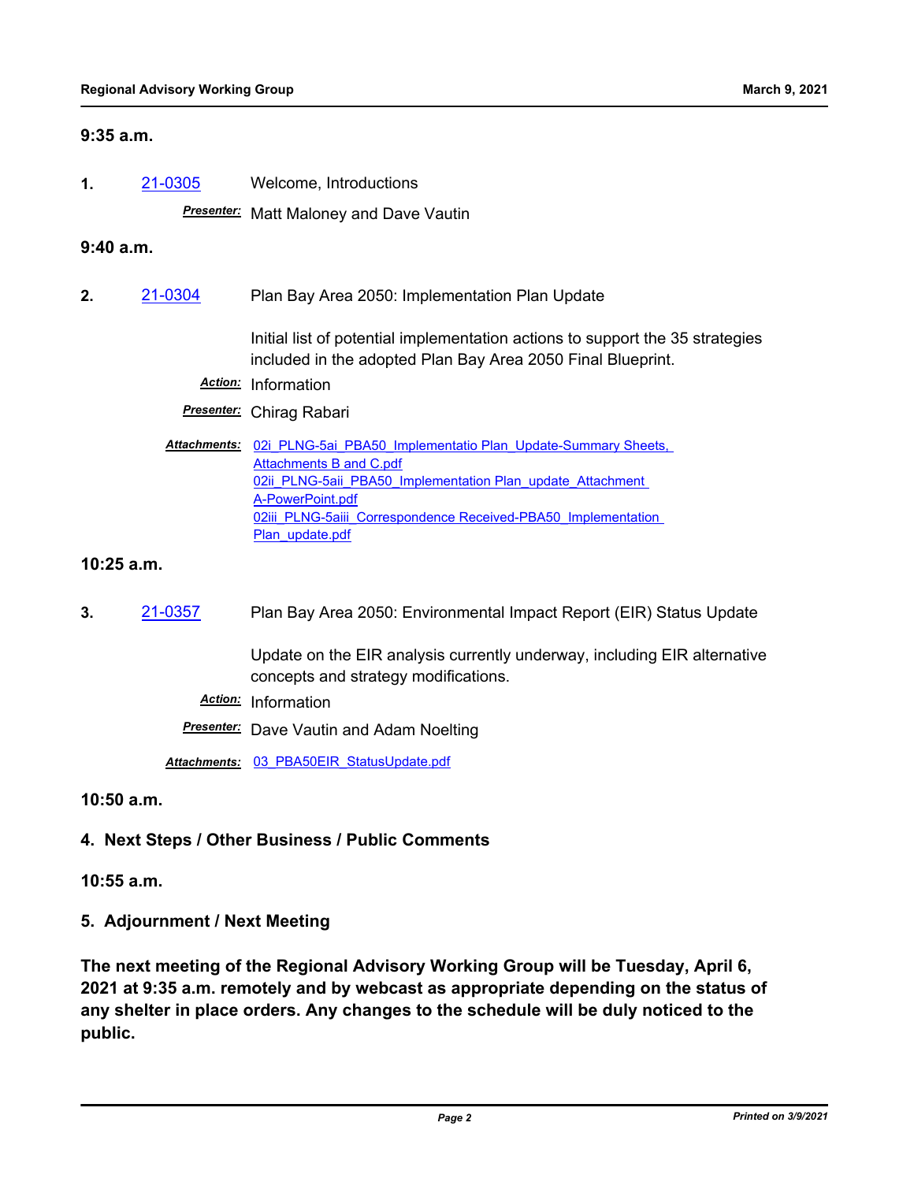**9:35 a.m.**

**1.** 21-0305 Welcome, Introductions

*Presenter:* Matt Maloney and Dave Vautin

**9:40 a.m.**

**2.** 21-0304 Plan Bay Area 2050: Implementation Plan Update

Initial list of potential implementation actions to support the 35 strategies included in the adopted Plan Bay Area 2050 Final Blueprint.

*Action:* Information

*Presenter:* Chirag Rabari

*Attachments:* 02i_PLNG-5ai_PBA50_Implementatio Plan_Update-Summary Sheets, Attachments B and C.pdf
02ii_PLNG-5aii_PBA50_Implementation Plan_update_Attachment A-PowerPoint.pdf
02iii_PLNG-5aiii_Correspondence Received-PBA50_Implementation Plan_update.pdf

**10:25 a.m.**

**3.** 21-0357 Plan Bay Area 2050: Environmental Impact Report (EIR) Status Update

Update on the EIR analysis currently underway, including EIR alternative concepts and strategy modifications.

*Action:* Information

*Presenter:* Dave Vautin and Adam Noelting

*Attachments:* 03_PBA50EIR_StatusUpdate.pdf

**10:50 a.m.**

**4. Next Steps / Other Business / Public Comments**

**10:55 a.m.**

**5. Adjournment / Next Meeting**

**The next meeting of the Regional Advisory Working Group will be Tuesday, April 6, 2021 at 9:35 a.m. remotely and by webcast as appropriate depending on the status of any shelter in place orders. Any changes to the schedule will be duly noticed to the public.**